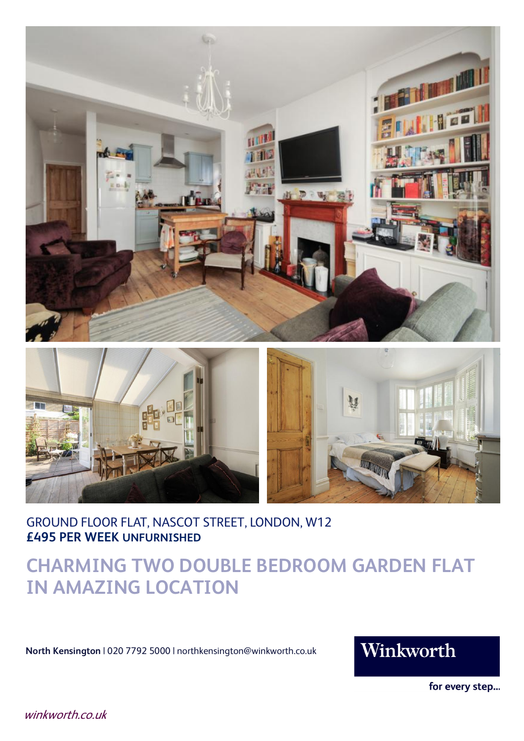GROUND FLOOR FLAT, NASCOT STREET, LONDON, W12
**£495 PER WEEK UNFURNISHED**

# CHARMING TWO DOUBLE BEDROOM GARDEN FLAT IN AMAZING LOCATION

**North Kensington** | 020 7792 5000 | northkensington@winkworth.co.uk

Winkworth

for every step...

*winkworth.co.uk*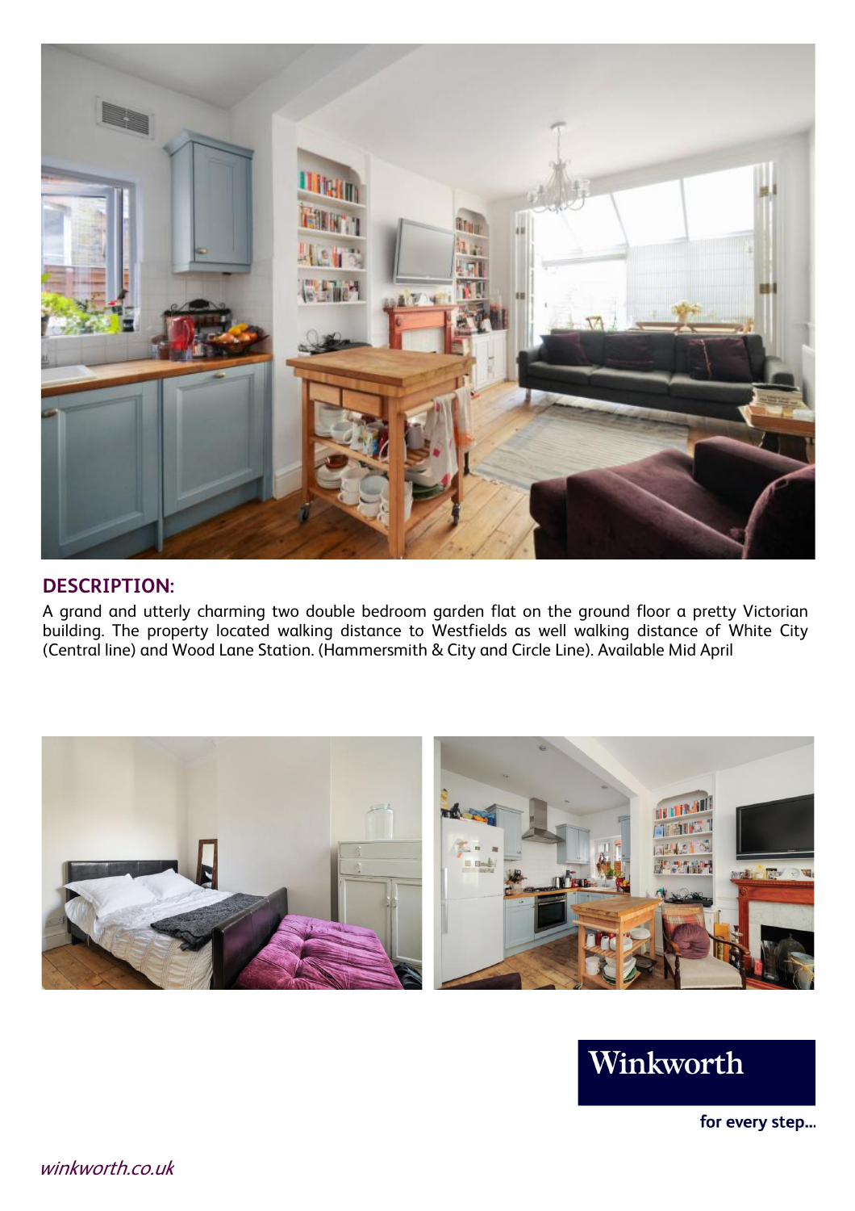## DESCRIPTION:

A grand and utterly charming two double bedroom garden flat on the ground floor a pretty Victorian building. The property located walking distance to Westfields as well walking distance of White City (Central line) and Wood Lane Station. (Hammersmith & City and Circle Line). Available Mid April

Winkworth

for every step...

winkworth.co.uk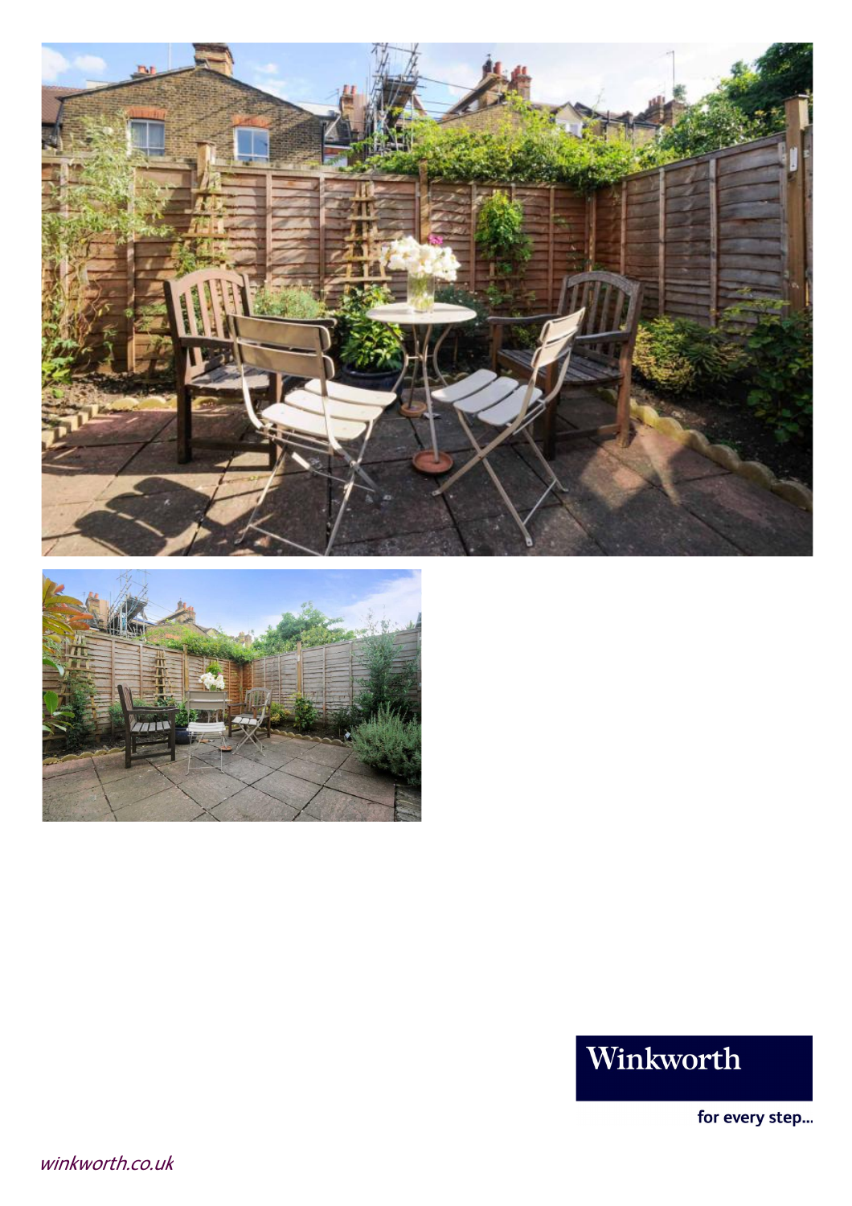Winkworth

for every step...

*winkworth.co.uk*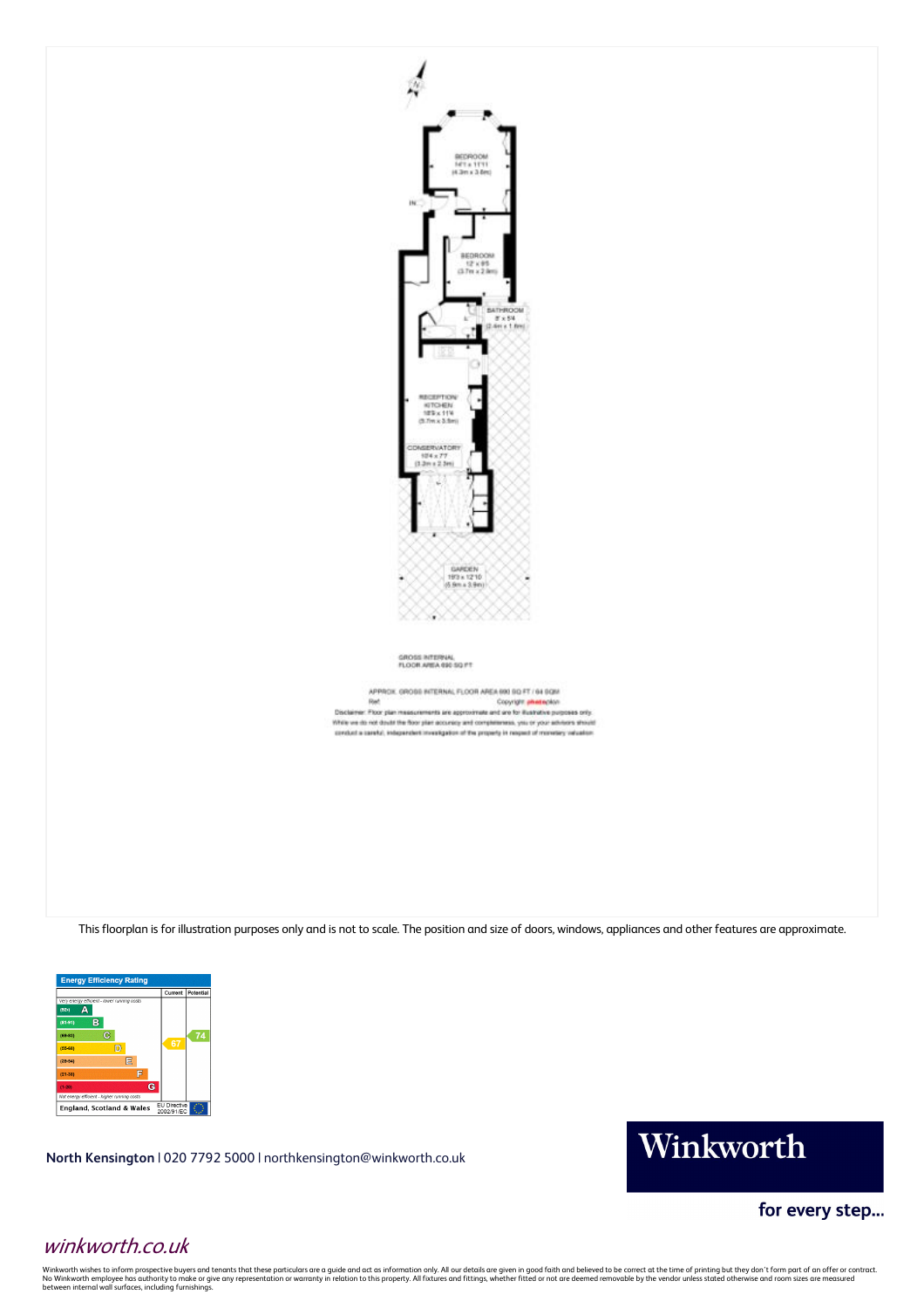BEDROOM
14'1 x 11'11
(4.3m x 3.6m)

IN

BEDROOM
12' x 9'5
(3.7m x 2.9m)

BATHROOM
8' x 5'4
(2.4m x 1.6m)

RECEPTION/
KITCHEN
18'9 x 11'4
(5.7m x 3.5m)

CONSERVATORY
10'4 x 7'7
(3.2m x 2.3m)

GARDEN
19'3 x 12'10
(5.9m x 3.9m)

GROSS INTERNAL
FLOOR AREA 690 SQ FT

APPROX. GROSS INTERNAL FLOOR AREA 690 SQ FT / 64 SQM
Ref: Copyright photoplan
Disclaimer: Floor plan measurements are approximate and are for illustrative purposes only.
While we do not doubt the floor plan accuracy and completeness, you or your advisors should conduct a careful, independent investigation of the property in respect of monetary valuation

This floorplan is for illustration purposes only and is not to scale. The position and size of doors, windows, appliances and other features are approximate.

Energy Efficiency Rating

Current | Potential

Very energy efficient - lower running costs

(92+) A

(81-91) B

(69-80) C

(55-68) D

(39-54) E

(21-38) F

(1-20) G

Not energy efficient - higher running costs

Current: 67

Potential: 74

England, Scotland & Wales | EU Directive 2002/91/EC

**North Kensington** | 020 7792 5000 | northkensington@winkworth.co.uk

Winkworth

**for every step...**

*winkworth.co.uk*

Winkworth wishes to inform prospective buyers and tenants that these particulars are a guide and act as information only. All our details are given in good faith and believed to be correct at the time of printing but they don't form part of an offer or contract. No Winkworth employee has authority to make or give any representation or warranty in relation to this property. All fixtures and fittings, whether fitted or not are deemed removable by the vendor unless stated otherwise and room sizes are measured between internal wall surfaces, including furnishings.